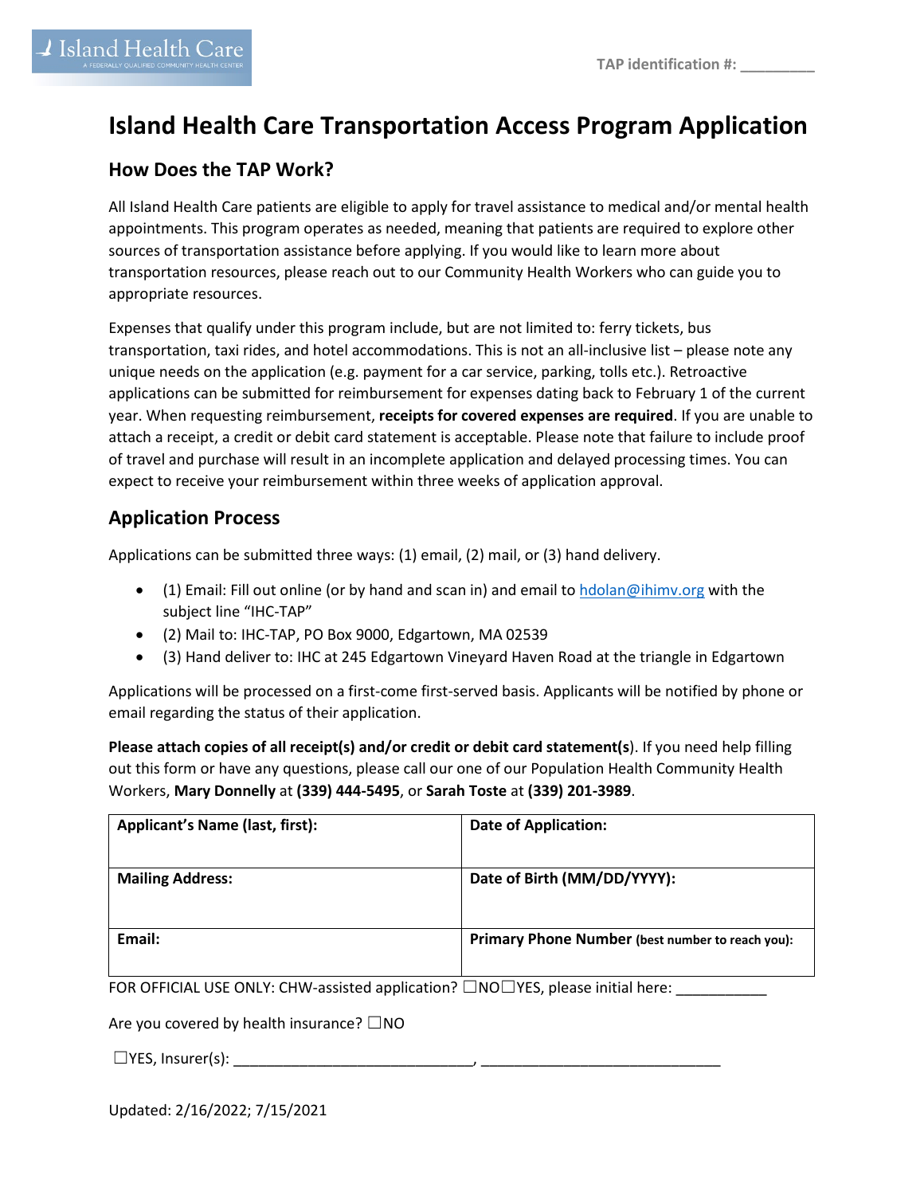TAP identification #: _________

# Island Health Care Transportation Access Program Application

## How Does the TAP Work?

All Island Health Care patients are eligible to apply for travel assistance to medical and/or mental health appointments. This program operates as needed, meaning that patients are required to explore other sources of transportation assistance before applying. If you would like to learn more about transportation resources, please reach out to our Community Health Workers who can guide you to appropriate resources.

Expenses that qualify under this program include, but are not limited to: ferry tickets, bus transportation, taxi rides, and hotel accommodations. This is not an all-inclusive list – please note any unique needs on the application (e.g. payment for a car service, parking, tolls etc.). Retroactive applications can be submitted for reimbursement for expenses dating back to February 1 of the current year. When requesting reimbursement, **receipts for covered expenses are required**. If you are unable to attach a receipt, a credit or debit card statement is acceptable. Please note that failure to include proof of travel and purchase will result in an incomplete application and delayed processing times. You can expect to receive your reimbursement within three weeks of application approval.

## Application Process

Applications can be submitted three ways: (1) email, (2) mail, or (3) hand delivery.

- (1) Email: Fill out online (or by hand and scan in) and email to hdolan@ihimv.org with the subject line "IHC-TAP"
- (2) Mail to: IHC-TAP, PO Box 9000, Edgartown, MA 02539
- (3) Hand deliver to: IHC at 245 Edgartown Vineyard Haven Road at the triangle in Edgartown

Applications will be processed on a first-come first-served basis. Applicants will be notified by phone or email regarding the status of their application.

**Please attach copies of all receipt(s) and/or credit or debit card statement(s**). If you need help filling out this form or have any questions, please call our one of our Population Health Community Health Workers, **Mary Donnelly** at **(339) 444-5495**, or **Sarah Toste** at **(339) 201-3989**.

| **Applicant's Name (last, first):** | **Date of Application:** |
| --- | --- |
| **Mailing Address:** | **Date of Birth (MM/DD/YYYY):** |
| **Email:** | **Primary Phone Number** **(best number to reach you):** |

FOR OFFICIAL USE ONLY: CHW-assisted application? ☐NO☐YES, please initial here: ___________

Are you covered by health insurance? ☐NO

☐YES, Insurer(s): ______________________________, ______________________________

Updated: 2/16/2022; 7/15/2021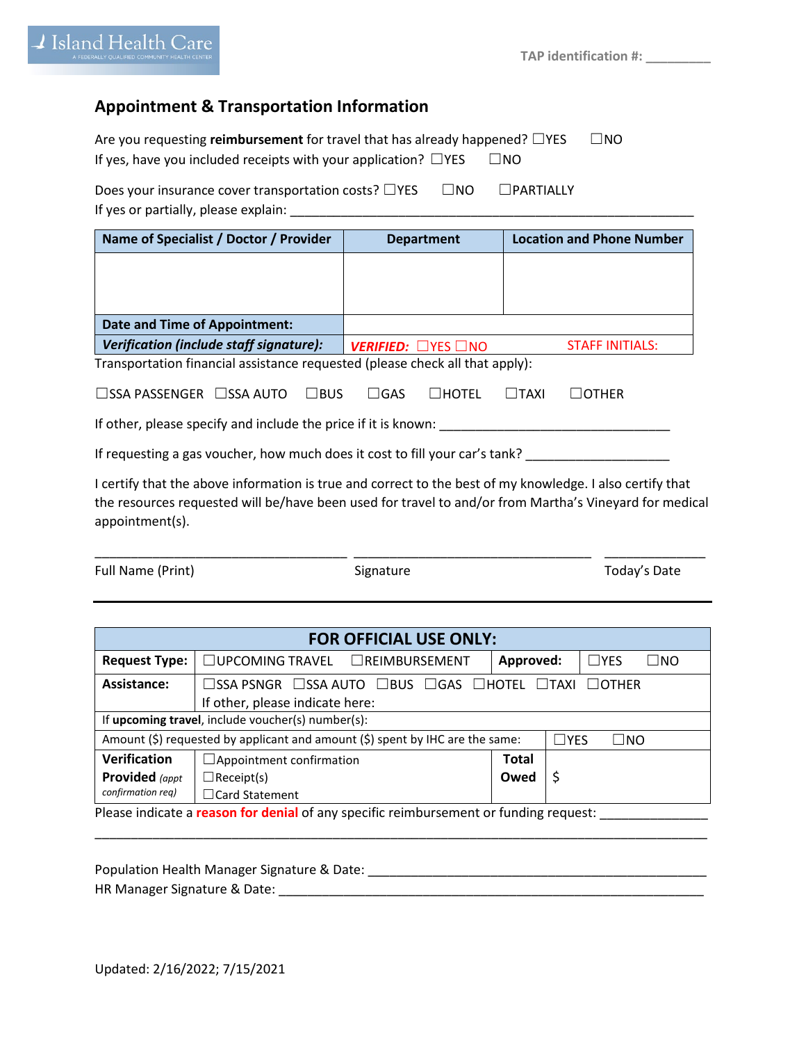Island Health Care
A FEDERALLY QUALIFIED COMMUNITY HEALTH CENTER

TAP identification #: _________

## Appointment & Transportation Information

Are you requesting **reimbursement** for travel that has already happened? ☐YES ☐NO
If yes, have you included receipts with your application? ☐YES ☐NO

Does your insurance cover transportation costs? ☐YES ☐NO ☐PARTIALLY
If yes or partially, please explain: ___________________________________________________________

| Name of Specialist / Doctor / Provider | Department | Location and Phone Number |
|---|---|---|
| | | |
| **Date and Time of Appointment:** | | |
| ***Verification (include staff signature):*** | ***VERIFIED:*** ☐YES ☐NO | STAFF INITIALS: |

Transportation financial assistance requested (please check all that apply):

☐SSA PASSENGER ☐SSA AUTO ☐BUS ☐GAS ☐HOTEL ☐TAXI ☐OTHER

If other, please specify and include the price if it is known: ________________________________

If requesting a gas voucher, how much does it cost to fill your car's tank? ___________________

I certify that the above information is true and correct to the best of my knowledge. I also certify that the resources requested will be/have been used for travel to and/or from Martha's Vineyard for medical appointment(s).

___________________________________ _________________________________ _____________
Full Name (Print) Signature Today's Date

| **FOR OFFICIAL USE ONLY:** | | | |
|---|---|---|---|
| **Request Type:** | ☐UPCOMING TRAVEL ☐REIMBURSEMENT | **Approved:** | ☐YES ☐NO |
| **Assistance:** | ☐SSA PSNGR ☐SSA AUTO ☐BUS ☐GAS ☐HOTEL ☐TAXI ☐OTHER<br>If other, please indicate here: | | |
| If **upcoming travel**, include voucher(s) number(s): | | | |
| Amount ($) requested by applicant and amount ($) spent by IHC are the same: | | | ☐YES ☐NO |
| **Verification Provided** *(appt confirmation req)* | ☐Appointment confirmation<br>☐Receipt(s)<br>☐Card Statement | **Total Owed** | $ |

Please indicate a **reason for denial** of any specific reimbursement or funding request: ______________
___________________________________________________________________________________

Population Health Manager Signature & Date: _______________________________________________
HR Manager Signature & Date: ___________________________________________________________

Updated: 2/16/2022; 7/15/2021